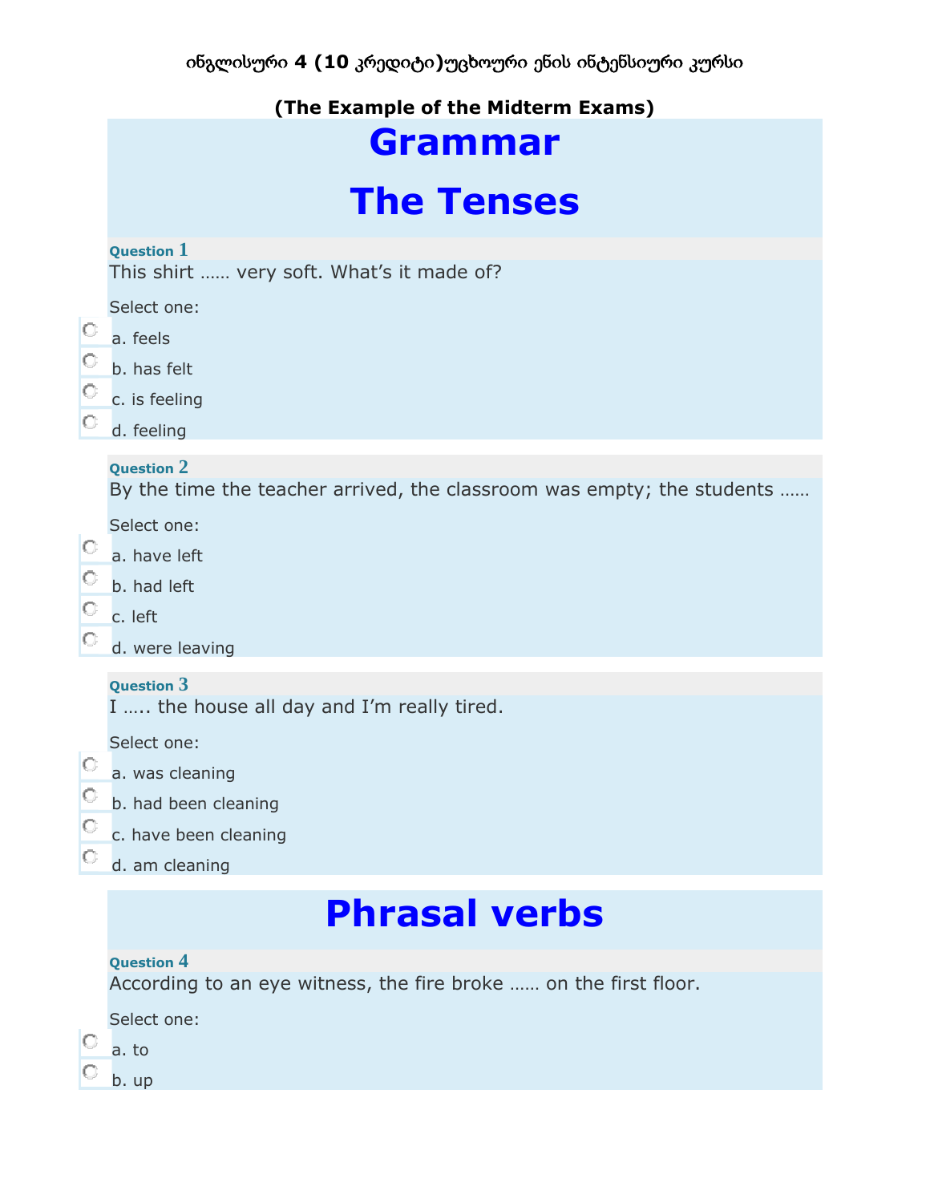ინგლისური 4 (10 კრედიტი)უცხოური ენის ინტენსიური კურსი

**(The Example of the Midterm Exams)**

# Grammar

# The Tenses

**Question 1**

This shirt …… very soft. What's it made of?

Select one:

- a. feels
- b. has felt
- c. is feeling
- d. feeling

**Question 2**

By the time the teacher arrived, the classroom was empty; the students ……

Select one:

- a. have left
- b. had left
- c. left
- d. were leaving

**Question 3**

I ….. the house all day and I'm really tired.

Select one:

- a. was cleaning
- b. had been cleaning
- c. have been cleaning
- d. am cleaning

# Phrasal verbs

**Question 4**

According to an eye witness, the fire broke …… on the first floor.

Select one:

- a. to
- b. up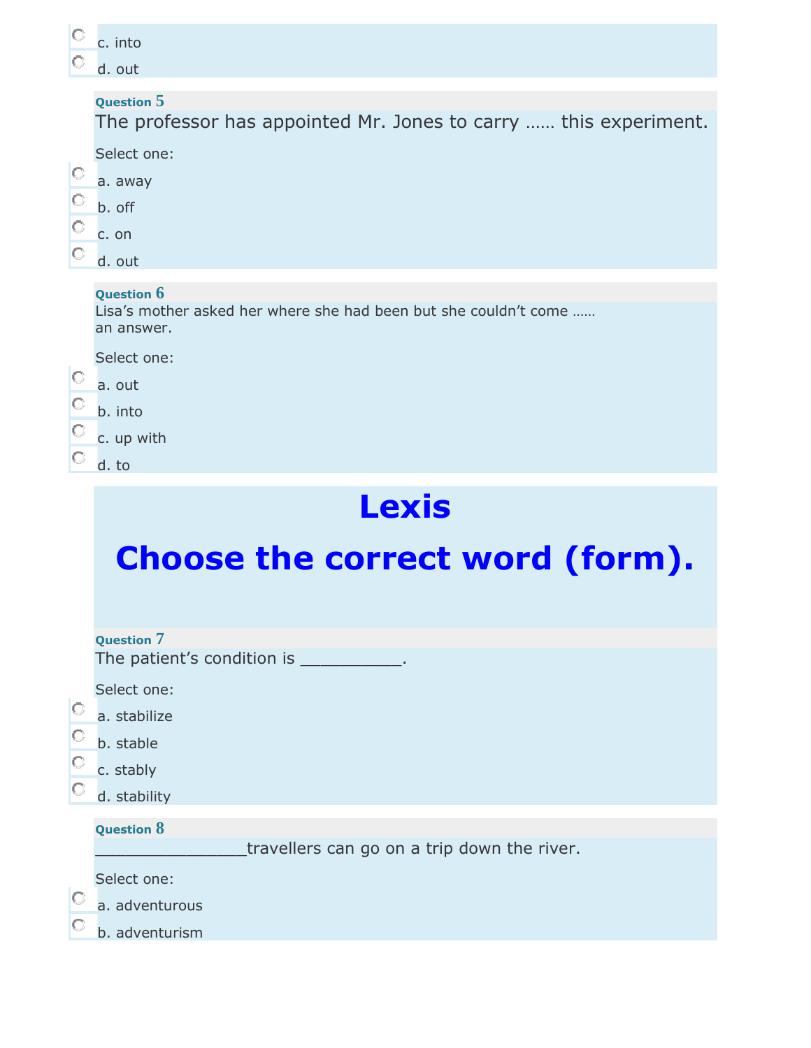c. into

d. out

**Question 5**

The professor has appointed Mr. Jones to carry …… this experiment.

Select one:

a. away

b. off

c. on

d. out

**Question 6**

Lisa's mother asked her where she had been but she couldn't come …… an answer.

Select one:

a. out

b. into

c. up with

d. to

# Lexis

# Choose the correct word (form).

**Question 7**

The patient's condition is ___________.

Select one:

a. stabilize

b. stable

c. stably

d. stability

**Question 8**

________________travellers can go on a trip down the river.

Select one:

a. adventurous

b. adventurism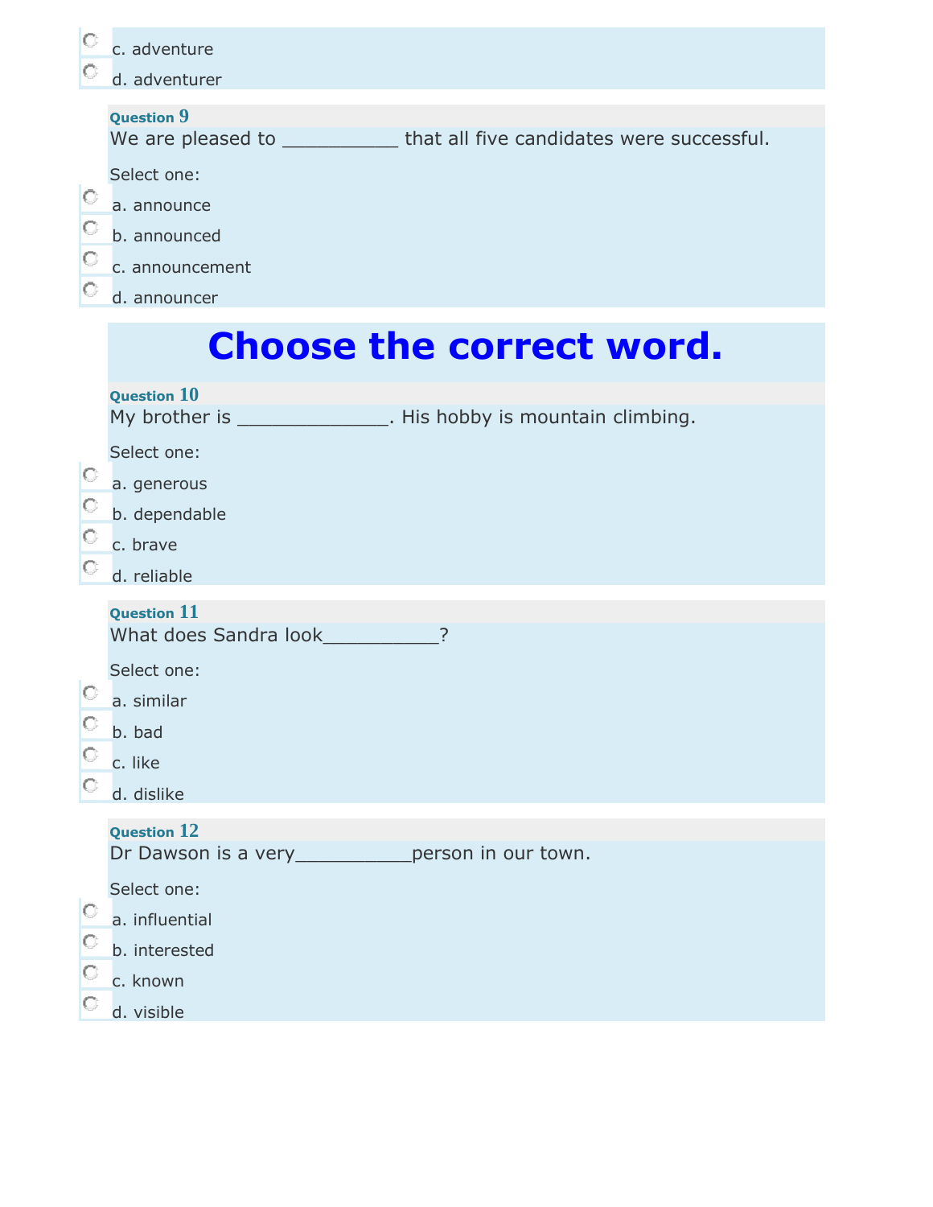c. adventure

d. adventurer

**Question 9**

We are pleased to ___________ that all five candidates were successful.

Select one:

a. announce

b. announced

c. announcement

d. announcer

# Choose the correct word.

**Question 10**

My brother is ______________. His hobby is mountain climbing.

Select one:

a. generous

b. dependable

c. brave

d. reliable

**Question 11**

What does Sandra look___________?

Select one:

a. similar

b. bad

c. like

d. dislike

**Question 12**

Dr Dawson is a very___________person in our town.

Select one:

a. influential

b. interested

c. known

d. visible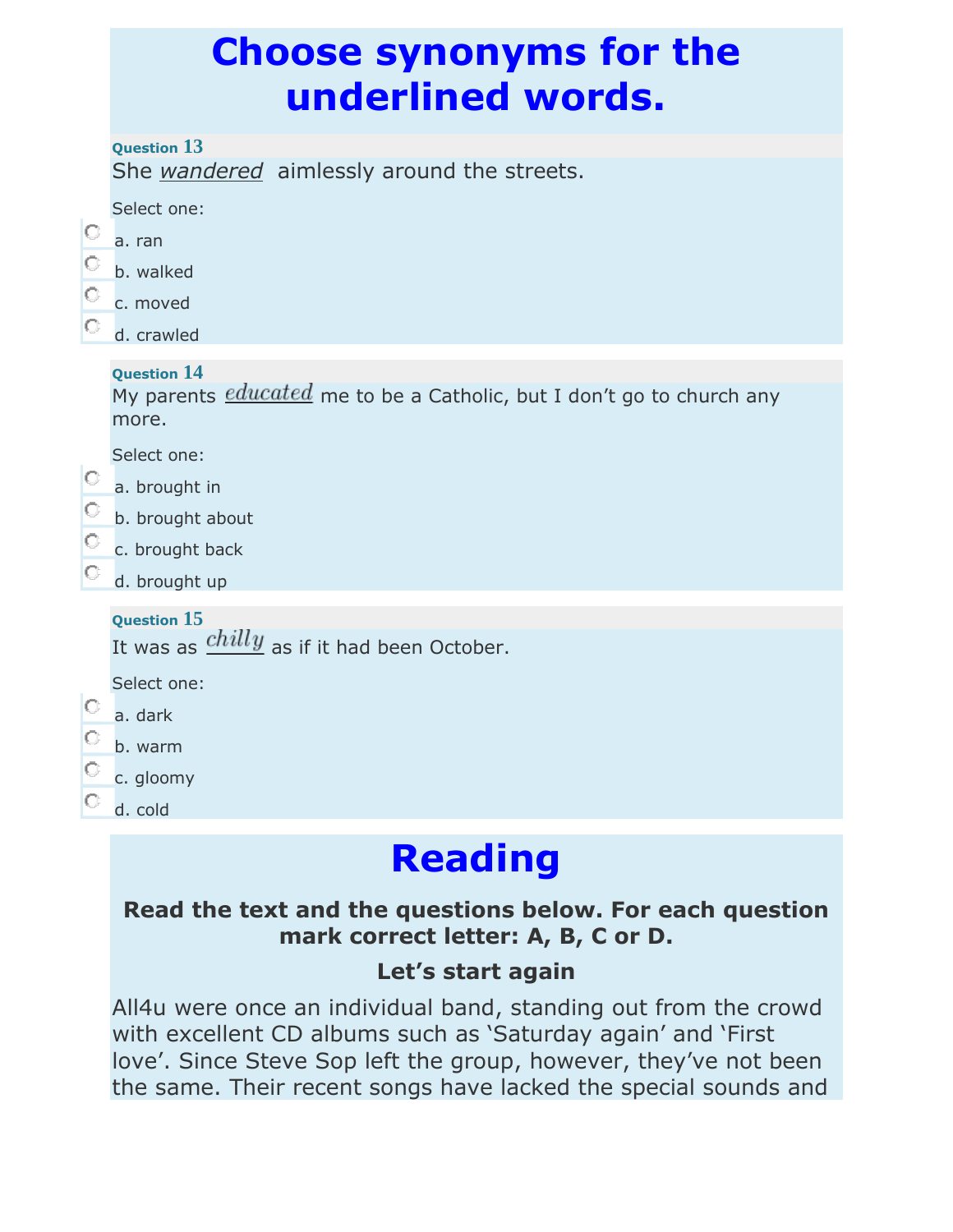# Choose synonyms for the underlined words.

**Question 13**

She *wandered* aimlessly around the streets.

Select one:

- a. ran
- b. walked
- c. moved
- d. crawled

**Question 14**

My parents *educated* me to be a Catholic, but I don't go to church any more.

Select one:

- a. brought in
- b. brought about
- c. brought back
- d. brought up

**Question 15**

It was as *chilly* as if it had been October.

Select one:

- a. dark
- b. warm
- c. gloomy
- d. cold

# Reading

**Read the text and the questions below. For each question mark correct letter: A, B, C or D.**

### Let's start again

All4u were once an individual band, standing out from the crowd with excellent CD albums such as 'Saturday again' and 'First love'. Since Steve Sop left the group, however, they've not been the same. Their recent songs have lacked the special sounds and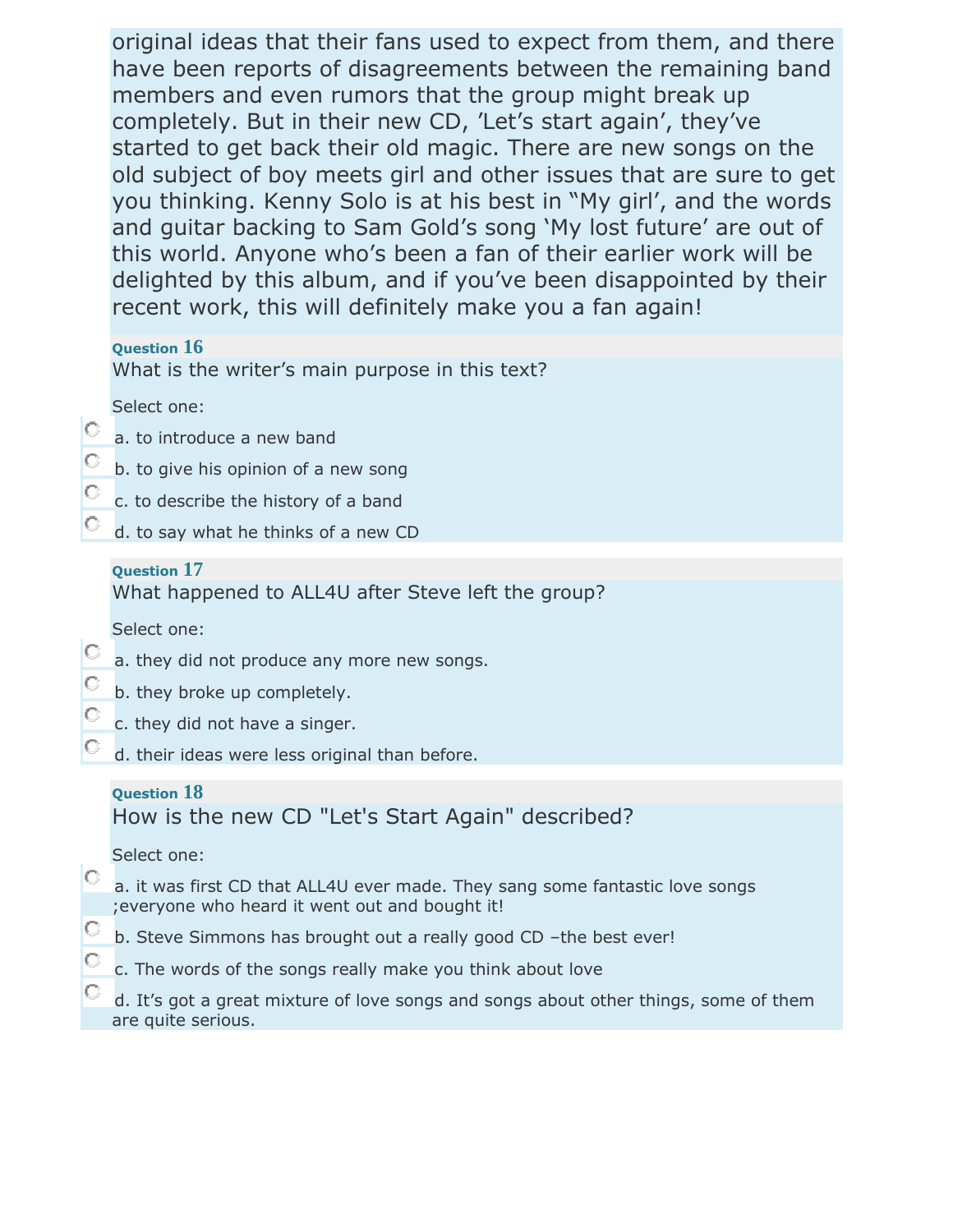original ideas that their fans used to expect from them, and there have been reports of disagreements between the remaining band members and even rumors that the group might break up completely. But in their new CD, 'Let's start again', they've started to get back their old magic. There are new songs on the old subject of boy meets girl and other issues that are sure to get you thinking. Kenny Solo is at his best in "My girl', and the words and guitar backing to Sam Gold's song 'My lost future' are out of this world. Anyone who's been a fan of their earlier work will be delighted by this album, and if you've been disappointed by their recent work, this will definitely make you a fan again!

**Question 16**

What is the writer's main purpose in this text?

Select one:

- a. to introduce a new band
- b. to give his opinion of a new song
- c. to describe the history of a band
- d. to say what he thinks of a new CD

**Question 17**

What happened to ALL4U after Steve left the group?

Select one:

- a. they did not produce any more new songs.
- b. they broke up completely.
- c. they did not have a singer.
- d. their ideas were less original than before.

**Question 18**

How is the new CD "Let's Start Again" described?

Select one:

- a. it was first CD that ALL4U ever made. They sang some fantastic love songs ;everyone who heard it went out and bought it!
- b. Steve Simmons has brought out a really good CD –the best ever!
- c. The words of the songs really make you think about love
- d. It's got a great mixture of love songs and songs about other things, some of them are quite serious.